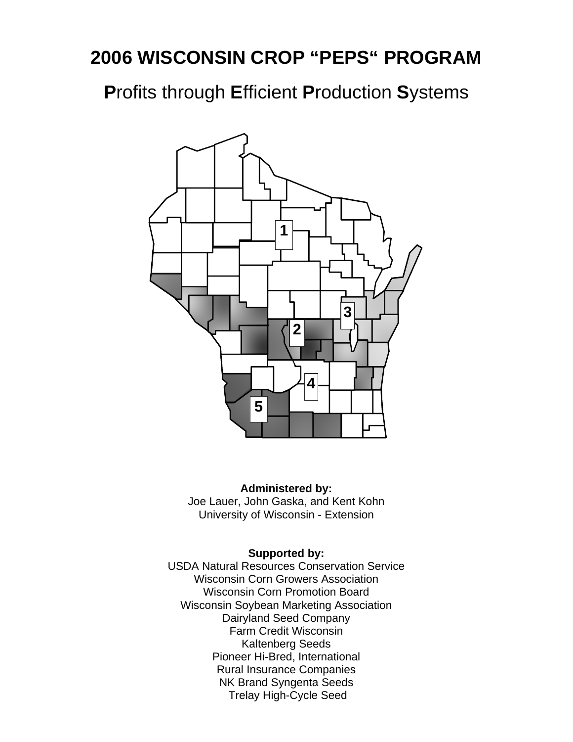# 2006 WISCONSIN CROP "PEPS" PROGRAM

## **P**rofits through **E**fficient **P**roduction **S**ystems

1

3

2

4

5

**Administered by:**
Joe Lauer, John Gaska, and Kent Kohn
University of Wisconsin - Extension

**Supported by:**
USDA Natural Resources Conservation Service
Wisconsin Corn Growers Association
Wisconsin Corn Promotion Board
Wisconsin Soybean Marketing Association
Dairyland Seed Company
Farm Credit Wisconsin
Kaltenberg Seeds
Pioneer Hi-Bred, International
Rural Insurance Companies
NK Brand Syngenta Seeds
Trelay High-Cycle Seed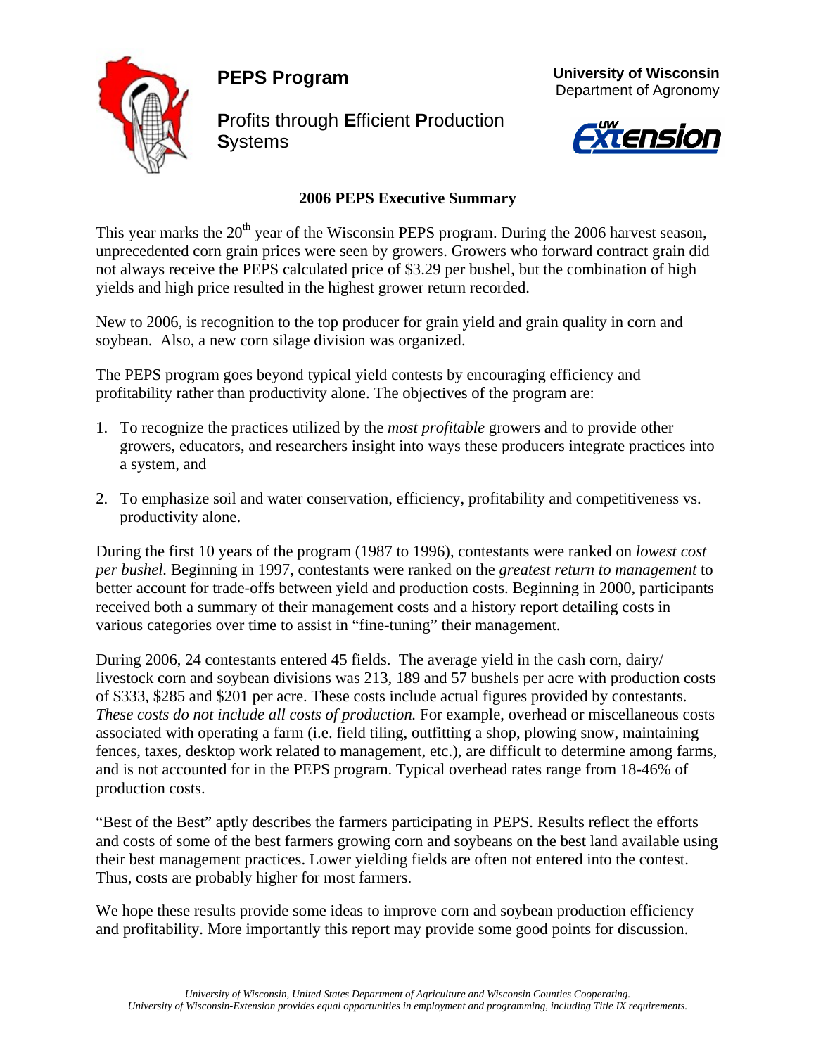# PEPS Program

**P**rofits through **E**fficient **P**roduction **S**ystems

**University of Wisconsin**
Department of Agronomy

## 2006 PEPS Executive Summary

This year marks the 20th year of the Wisconsin PEPS program. During the 2006 harvest season, unprecedented corn grain prices were seen by growers. Growers who forward contract grain did not always receive the PEPS calculated price of $3.29 per bushel, but the combination of high yields and high price resulted in the highest grower return recorded.

New to 2006, is recognition to the top producer for grain yield and grain quality in corn and soybean. Also, a new corn silage division was organized.

The PEPS program goes beyond typical yield contests by encouraging efficiency and profitability rather than productivity alone. The objectives of the program are:

1. To recognize the practices utilized by the *most profitable* growers and to provide other growers, educators, and researchers insight into ways these producers integrate practices into a system, and

2. To emphasize soil and water conservation, efficiency, profitability and competitiveness vs. productivity alone.

During the first 10 years of the program (1987 to 1996), contestants were ranked on *lowest cost per bushel*. Beginning in 1997, contestants were ranked on the *greatest return to management* to better account for trade-offs between yield and production costs. Beginning in 2000, participants received both a summary of their management costs and a history report detailing costs in various categories over time to assist in "fine-tuning" their management.

During 2006, 24 contestants entered 45 fields. The average yield in the cash corn, dairy/livestock corn and soybean divisions was 213, 189 and 57 bushels per acre with production costs of $333, $285 and $201 per acre. These costs include actual figures provided by contestants. *These costs do not include all costs of production.* For example, overhead or miscellaneous costs associated with operating a farm (i.e. field tiling, outfitting a shop, plowing snow, maintaining fences, taxes, desktop work related to management, etc.), are difficult to determine among farms, and is not accounted for in the PEPS program. Typical overhead rates range from 18-46% of production costs.

"Best of the Best" aptly describes the farmers participating in PEPS. Results reflect the efforts and costs of some of the best farmers growing corn and soybeans on the best land available using their best management practices. Lower yielding fields are often not entered into the contest. Thus, costs are probably higher for most farmers.

We hope these results provide some ideas to improve corn and soybean production efficiency and profitability. More importantly this report may provide some good points for discussion.

*University of Wisconsin, United States Department of Agriculture and Wisconsin Counties Cooperating.*
*University of Wisconsin-Extension provides equal opportunities in employment and programming, including Title IX requirements.*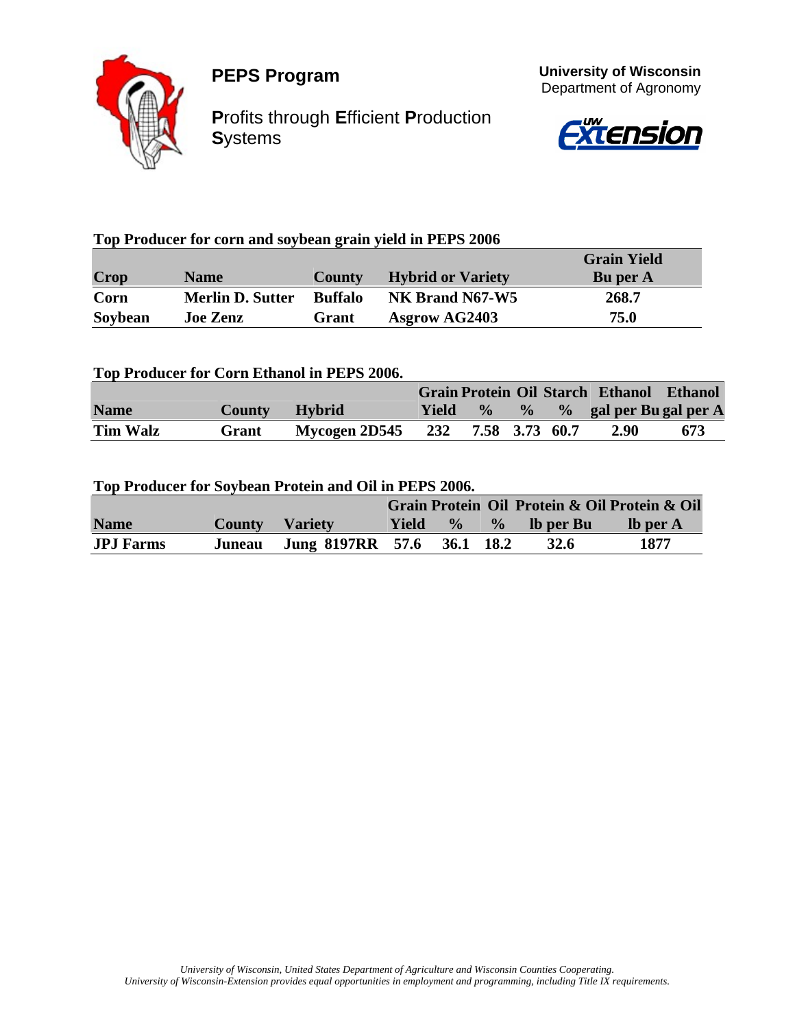**PEPS Program**

**P**rofits through **E**fficient **P**roduction **S**ystems

**University of Wisconsin**
Department of Agronomy

### Top Producer for corn and soybean grain yield in PEPS 2006

| Crop | Name | County | Hybrid or Variety | Grain Yield Bu per A |
|---|---|---|---|---|
| Corn | Merlin D. Sutter | Buffalo | NK Brand N67-W5 | 268.7 |
| Soybean | Joe Zenz | Grant | Asgrow AG2403 | 75.0 |

### Top Producer for Corn Ethanol in PEPS 2006.

| Name | County | Hybrid | Grain Yield | Protein % | Oil % | Starch % | Ethanol gal per Bu | Ethanol gal per A |
|---|---|---|---|---|---|---|---|---|
| Tim Walz | Grant | Mycogen 2D545 | 232 | 7.58 | 3.73 | 60.7 | 2.90 | 673 |

### Top Producer for Soybean Protein and Oil in PEPS 2006.

| Name | County | Variety | Grain Yield | Protein % | Oil % | Protein & Oil lb per Bu | Protein & Oil lb per A |
|---|---|---|---|---|---|---|---|
| JPJ Farms | Juneau | Jung 8197RR | 57.6 | 36.1 | 18.2 | 32.6 | 1877 |

*University of Wisconsin, United States Department of Agriculture and Wisconsin Counties Cooperating.*
*University of Wisconsin-Extension provides equal opportunities in employment and programming, including Title IX requirements.*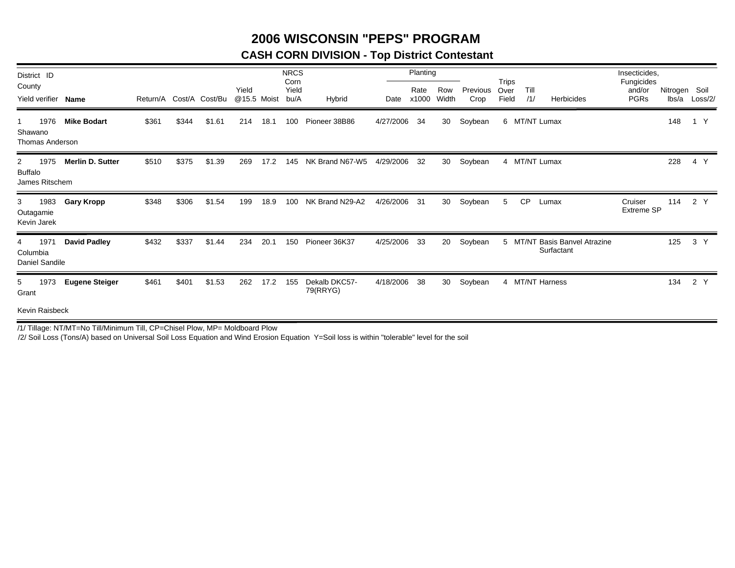# 2006 WISCONSIN "PEPS" PROGRAM

## CASH CORN DIVISION - Top District Contestant

| District | ID | County | Yield verifier | Name | Return/A | Cost/A | Cost/Bu | Yield @15.5 | Moist | NRCS Corn Yield bu/A | Hybrid | Planting Date | Planting Rate x1000 | Planting Row Width | Previous Crop | Trips Over Field | Till /1/ | Herbicides | Insecticides, Fungicides and/or PGRs | Nitrogen lbs/a | Soil Loss/2/ | |
|---|---|---|---|---|---|---|---|---|---|---|---|---|---|---|---|---|---|---|---|---|---|---|
| 1 | 1976 | Shawano | Thomas Anderson | **Mike Bodart** | $361 | $344 | $1.61 | 214 | 18.1 | 100 | Pioneer 38B86 | 4/27/2006 | 34 | 30 | Soybean | 6 | MT/NT | Lumax | | 148 | 1 | Y |
| 2 | 1975 | Buffalo | James Ritschem | **Merlin D. Sutter** | $510 | $375 | $1.39 | 269 | 17.2 | 145 | NK Brand N67-W5 | 4/29/2006 | 32 | 30 | Soybean | 4 | MT/NT | Lumax | | 228 | 4 | Y |
| 3 | 1983 | Outagamie | Kevin Jarek | **Gary Kropp** | $348 | $306 | $1.54 | 199 | 18.9 | 100 | NK Brand N29-A2 | 4/26/2006 | 31 | 30 | Soybean | 5 | CP | Lumax | Cruiser Extreme SP | 114 | 2 | Y |
| 4 | 1971 | Columbia | Daniel Sandile | **David Padley** | $432 | $337 | $1.44 | 234 | 20.1 | 150 | Pioneer 36K37 | 4/25/2006 | 33 | 20 | Soybean | 5 | MT/NT | Basis Banvel Atrazine Surfactant | | 125 | 3 | Y |
| 5 | 1973 | Grant | Kevin Raisbeck | **Eugene Steiger** | $461 | $401 | $1.53 | 262 | 17.2 | 155 | Dekalb DKC57-79(RRYG) | 4/18/2006 | 38 | 30 | Soybean | 4 | MT/NT | Harness | | 134 | 2 | Y |

/1/ Tillage: NT/MT=No Till/Minimum Till, CP=Chisel Plow, MP= Moldboard Plow

/2/ Soil Loss (Tons/A) based on Universal Soil Loss Equation and Wind Erosion Equation Y=Soil loss is within "tolerable" level for the soil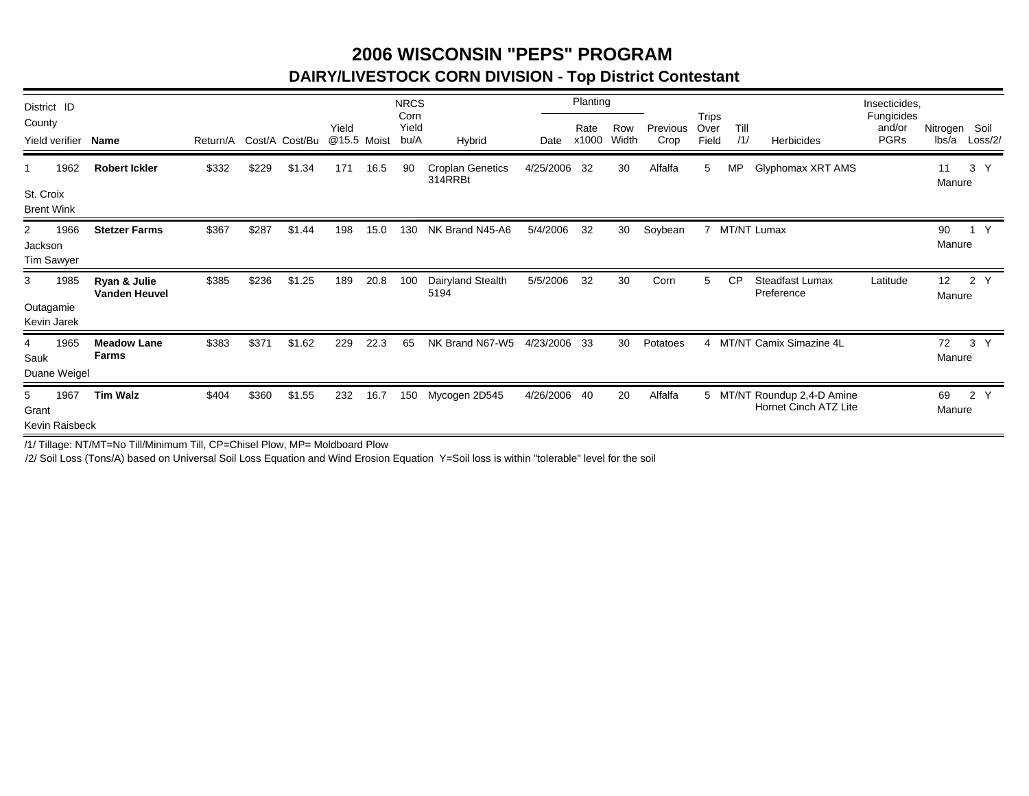# 2006 WISCONSIN "PEPS" PROGRAM

## DAIRY/LIVESTOCK CORN DIVISION - Top District Contestant

| District | ID | County | Yield verifier | Name | Return/A | Cost/A | Cost/Bu | Yield @15.5 | Moist | NRCS Corn Yield bu/A | Hybrid | Planting Date | Planting Rate x1000 | Planting Row Width | Previous Crop | Trips Over Field | Till /1/ | Herbicides | Insecticides, Fungicides and/or PGRs | Nitrogen lbs/a | Soil Loss/2/ |
|---|---|---|---|---|---|---|---|---|---|---|---|---|---|---|---|---|---|---|---|---|---|
| 1 | 1962 | St. Croix | Brent Wink | **Robert Ickler** | $332 | $229 | $1.34 | 171 | 16.5 | 90 | Croplan Genetics 314RRBt | 4/25/2006 | 32 | 30 | Alfalfa | 5 | MP | Glyphomax XRT AMS | | 11 Manure | 3 Y |
| 2 | 1966 | Jackson | Tim Sawyer | **Stetzer Farms** | $367 | $287 | $1.44 | 198 | 15.0 | 130 | NK Brand N45-A6 | 5/4/2006 | 32 | 30 | Soybean | 7 | MT/NT | Lumax | | 90 Manure | 1 Y |
| 3 | 1985 | Outagamie | Kevin Jarek | **Ryan & Julie Vanden Heuvel** | $385 | $236 | $1.25 | 189 | 20.8 | 100 | Dairyland Stealth 5194 | 5/5/2006 | 32 | 30 | Corn | 5 | CP | Steadfast Lumax Preference | Latitude | 12 Manure | 2 Y |
| 4 | 1965 | Sauk | Duane Weigel | **Meadow Lane Farms** | $383 | $371 | $1.62 | 229 | 22.3 | 65 | NK Brand N67-W5 | 4/23/2006 | 33 | 30 | Potatoes | 4 | MT/NT | Camix Simazine 4L | | 72 Manure | 3 Y |
| 5 | 1967 | Grant | Kevin Raisbeck | **Tim Walz** | $404 | $360 | $1.55 | 232 | 16.7 | 150 | Mycogen 2D545 | 4/26/2006 | 40 | 20 | Alfalfa | 5 | MT/NT | Roundup 2,4-D Amine Hornet Cinch ATZ Lite | | 69 Manure | 2 Y |

/1/ Tillage: NT/MT=No Till/Minimum Till, CP=Chisel Plow, MP= Moldboard Plow

/2/ Soil Loss (Tons/A) based on Universal Soil Loss Equation and Wind Erosion Equation Y=Soil loss is within "tolerable" level for the soil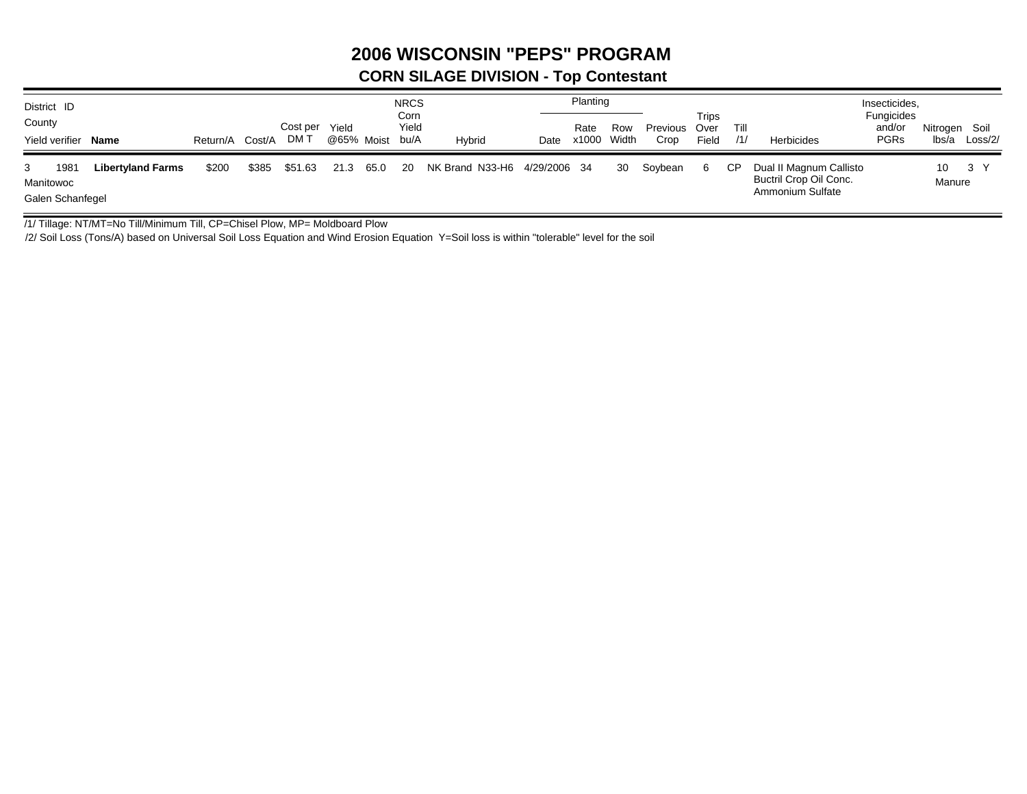# 2006 WISCONSIN "PEPS" PROGRAM

## CORN SILAGE DIVISION - Top Contestant

| District | ID | Name | Return/A | Cost/A | Cost per DM T | Yield @65% | Moist | NRCS Corn Yield bu/A | Hybrid | Planting Date | Planting Rate x1000 | Planting Row Width | Previous Crop | Trips Over Field | Till /1/ | Herbicides | Insecticides, Fungicides and/or PGRs | Nitrogen lbs/a | Soil Loss/2/ |
|---|---|---|---|---|---|---|---|---|---|---|---|---|---|---|---|---|---|---|---|
| County | | | | | | | | | | | | | | | | | | | |
| Yield verifier | | | | | | | | | | | | | | | | | | | |
| 3 | 1981 | **Libertyland Farms** | $200 | $385 | $51.63 | 21.3 | 65.0 | 20 | NK Brand N33-H6 | 4/29/2006 | 34 | 30 | Soybean | 6 | CP | Dual II Magnum Callisto Buctril Crop Oil Conc. Ammonium Sulfate | | 10 Manure | 3 Y |
| Manitowoc | | | | | | | | | | | | | | | | | | | |
| Galen Schanfegel | | | | | | | | | | | | | | | | | | | |

/1/ Tillage: NT/MT=No Till/Minimum Till, CP=Chisel Plow, MP= Moldboard Plow

/2/ Soil Loss (Tons/A) based on Universal Soil Loss Equation and Wind Erosion Equation Y=Soil loss is within "tolerable" level for the soil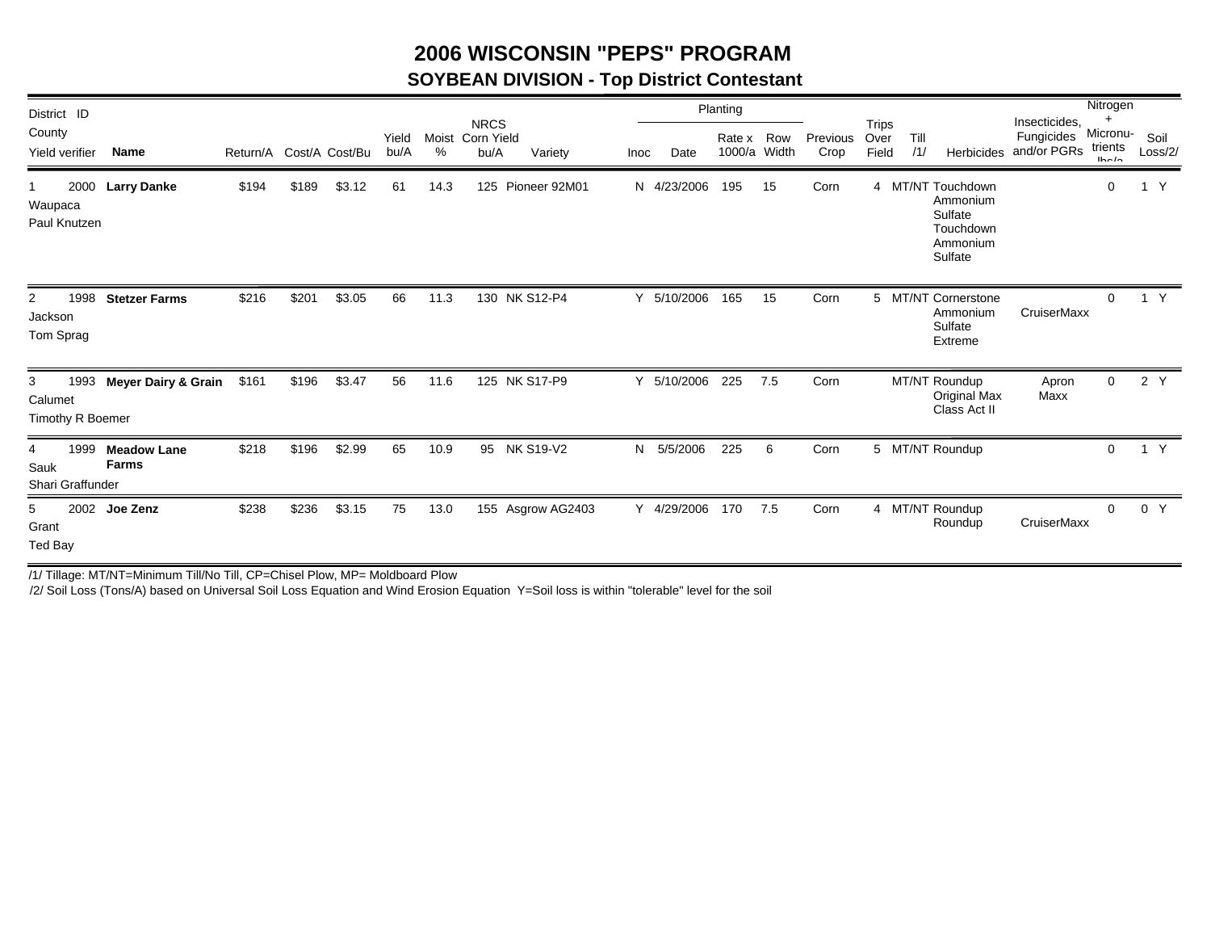# 2006 WISCONSIN "PEPS" PROGRAM

## SOYBEAN DIVISION - Top District Contestant

| District | ID | County | Yield verifier | Name | Return/A | Cost/A | Cost/Bu | Yield bu/A | Moist % | NRCS Corn Yield bu/A | Variety | Inoc | Planting Date | Planting Rate x 1000/a | Planting Row Width | Previous Crop | Trips Over Field | Till /1/ | Herbicides | Insecticides, Fungicides and/or PGRs | Nitrogen + Micronutrients lbs/a | Soil Loss/2/ | |
|---|---|---|---|---|---|---|---|---|---|---|---|---|---|---|---|---|---|---|---|---|---|---|---|
| 1 | 2000 | Waupaca | Paul Knutzen | **Larry Danke** | $194 | $189 | $3.12 | 61 | 14.3 | 125 | Pioneer 92M01 | N | 4/23/2006 | 195 | 15 | Corn | 4 | MT/NT | Touchdown, Ammonium Sulfate, Touchdown, Ammonium Sulfate | | 0 | 1 | Y |
| 2 | 1998 | Jackson | Tom Sprag | **Stetzer Farms** | $216 | $201 | $3.05 | 66 | 11.3 | 130 | NK S12-P4 | Y | 5/10/2006 | 165 | 15 | Corn | 5 | MT/NT | Cornerstone, Ammonium Sulfate, Extreme | CruiserMaxx | 0 | 1 | Y |
| 3 | 1993 | Calumet | Timothy R Boemer | **Meyer Dairy & Grain** | $161 | $196 | $3.47 | 56 | 11.6 | 125 | NK S17-P9 | Y | 5/10/2006 | 225 | 7.5 | Corn | | MT/NT | Roundup Original Max, Class Act II | Apron Maxx | 0 | 2 | Y |
| 4 | 1999 | Sauk | Shari Graffunder | **Meadow Lane Farms** | $218 | $196 | $2.99 | 65 | 10.9 | 95 | NK S19-V2 | N | 5/5/2006 | 225 | 6 | Corn | 5 | MT/NT | Roundup | | 0 | 1 | Y |
| 5 | 2002 | Grant | Ted Bay | **Joe Zenz** | $238 | $236 | $3.15 | 75 | 13.0 | 155 | Asgrow AG2403 | Y | 4/29/2006 | 170 | 7.5 | Corn | 4 | MT/NT | Roundup, Roundup | CruiserMaxx | 0 | 0 | Y |

/1/ Tillage: MT/NT=Minimum Till/No Till, CP=Chisel Plow, MP= Moldboard Plow

/2/ Soil Loss (Tons/A) based on Universal Soil Loss Equation and Wind Erosion Equation Y=Soil loss is within "tolerable" level for the soil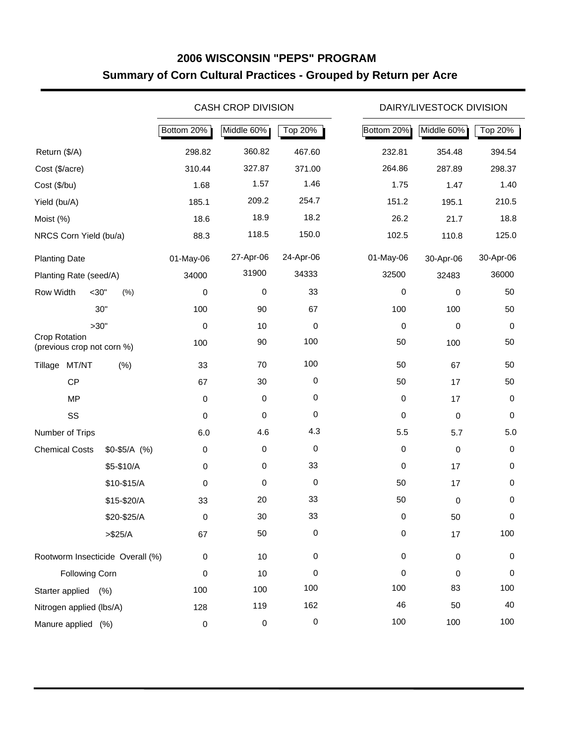# 2006 WISCONSIN "PEPS" PROGRAM

## Summary of Corn Cultural Practices - Grouped by Return per Acre

| | | CASH CROP DIVISION | | | DAIRY/LIVESTOCK DIVISION | | |
|---|---|---|---|---|---|---|---|
| | | Bottom 20% | Middle 60% | Top 20% | Bottom 20% | Middle 60% | Top 20% |
| Return ($/A) | | 298.82 | 360.82 | 467.60 | 232.81 | 354.48 | 394.54 |
| Cost ($/acre) | | 310.44 | 327.87 | 371.00 | 264.86 | 287.89 | 298.37 |
| Cost ($/bu) | | 1.68 | 1.57 | 1.46 | 1.75 | 1.47 | 1.40 |
| Yield (bu/A) | | 185.1 | 209.2 | 254.7 | 151.2 | 195.1 | 210.5 |
| Moist (%) | | 18.6 | 18.9 | 18.2 | 26.2 | 21.7 | 18.8 |
| NRCS Corn Yield (bu/a) | | 88.3 | 118.5 | 150.0 | 102.5 | 110.8 | 125.0 |
| Planting Date | | 01-May-06 | 27-Apr-06 | 24-Apr-06 | 01-May-06 | 30-Apr-06 | 30-Apr-06 |
| Planting Rate (seed/A) | | 34000 | 31900 | 34333 | 32500 | 32483 | 36000 |
| Row Width (%) | <30" | 0 | 0 | 33 | 0 | 0 | 50 |
| | 30" | 100 | 90 | 67 | 100 | 100 | 50 |
| | >30" | 0 | 10 | 0 | 0 | 0 | 0 |
| Crop Rotation (previous crop not corn %) | | 100 | 90 | 100 | 50 | 100 | 50 |
| Tillage (%) | MT/NT | 33 | 70 | 100 | 50 | 67 | 50 |
| | CP | 67 | 30 | 0 | 50 | 17 | 50 |
| | MP | 0 | 0 | 0 | 0 | 17 | 0 |
| | SS | 0 | 0 | 0 | 0 | 0 | 0 |
| Number of Trips | | 6.0 | 4.6 | 4.3 | 5.5 | 5.7 | 5.0 |
| Chemical Costs (%) | $0-$5/A | 0 | 0 | 0 | 0 | 0 | 0 |
| | $5-$10/A | 0 | 0 | 33 | 0 | 17 | 0 |
| | $10-$15/A | 0 | 0 | 0 | 50 | 17 | 0 |
| | $15-$20/A | 33 | 20 | 33 | 50 | 0 | 0 |
| | $20-$25/A | 0 | 30 | 33 | 0 | 50 | 0 |
| | >$25/A | 67 | 50 | 0 | 0 | 17 | 100 |
| Rootworm Insecticide Overall (%) | | 0 | 10 | 0 | 0 | 0 | 0 |
| Following Corn | | 0 | 10 | 0 | 0 | 0 | 0 |
| Starter applied (%) | | 100 | 100 | 100 | 100 | 83 | 100 |
| Nitrogen applied (lbs/A) | | 128 | 119 | 162 | 46 | 50 | 40 |
| Manure applied (%) | | 0 | 0 | 0 | 100 | 100 | 100 |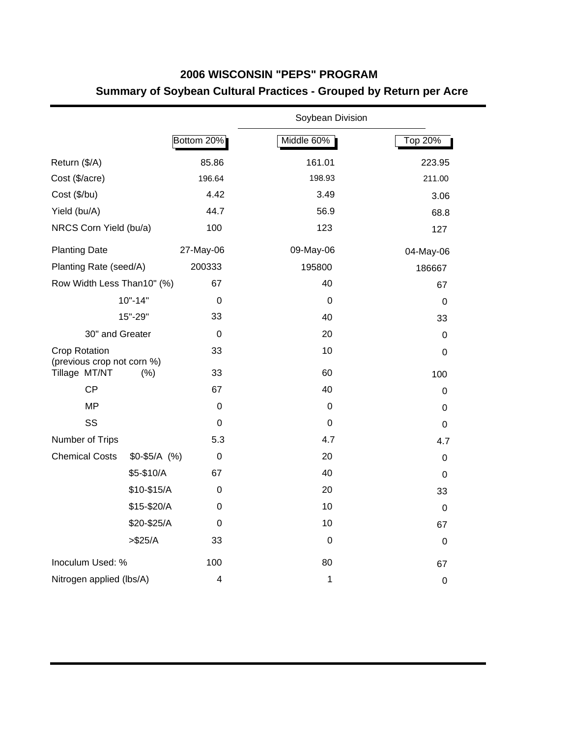## 2006 WISCONSIN "PEPS" PROGRAM

### Summary of Soybean Cultural Practices - Grouped by Return per Acre

| | | Soybean Division | |
|---|---|---|---|
| | Bottom 20% | Middle 60% | Top 20% |
| Return ($/A) | 85.86 | 161.01 | 223.95 |
| Cost ($/acre) | 196.64 | 198.93 | 211.00 |
| Cost ($/bu) | 4.42 | 3.49 | 3.06 |
| Yield (bu/A) | 44.7 | 56.9 | 68.8 |
| NRCS Corn Yield (bu/a) | 100 | 123 | 127 |
| Planting Date | 27-May-06 | 09-May-06 | 04-May-06 |
| Planting Rate (seed/A) | 200333 | 195800 | 186667 |
| Row Width Less Than10" (%) | 67 | 40 | 67 |
| 10"-14" | 0 | 0 | 0 |
| 15"-29" | 33 | 40 | 33 |
| 30" and Greater | 0 | 20 | 0 |
| Crop Rotation (previous crop not corn %) | 33 | 10 | 0 |
| Tillage MT/NT (%) | 33 | 60 | 100 |
| CP | 67 | 40 | 0 |
| MP | 0 | 0 | 0 |
| SS | 0 | 0 | 0 |
| Number of Trips | 5.3 | 4.7 | 4.7 |
| Chemical Costs $0-$5/A (%) | 0 | 20 | 0 |
| $5-$10/A | 67 | 40 | 0 |
| $10-$15/A | 0 | 20 | 33 |
| $15-$20/A | 0 | 10 | 0 |
| $20-$25/A | 0 | 10 | 67 |
| >$25/A | 33 | 0 | 0 |
| Inoculum Used: % | 100 | 80 | 67 |
| Nitrogen applied (lbs/A) | 4 | 1 | 0 |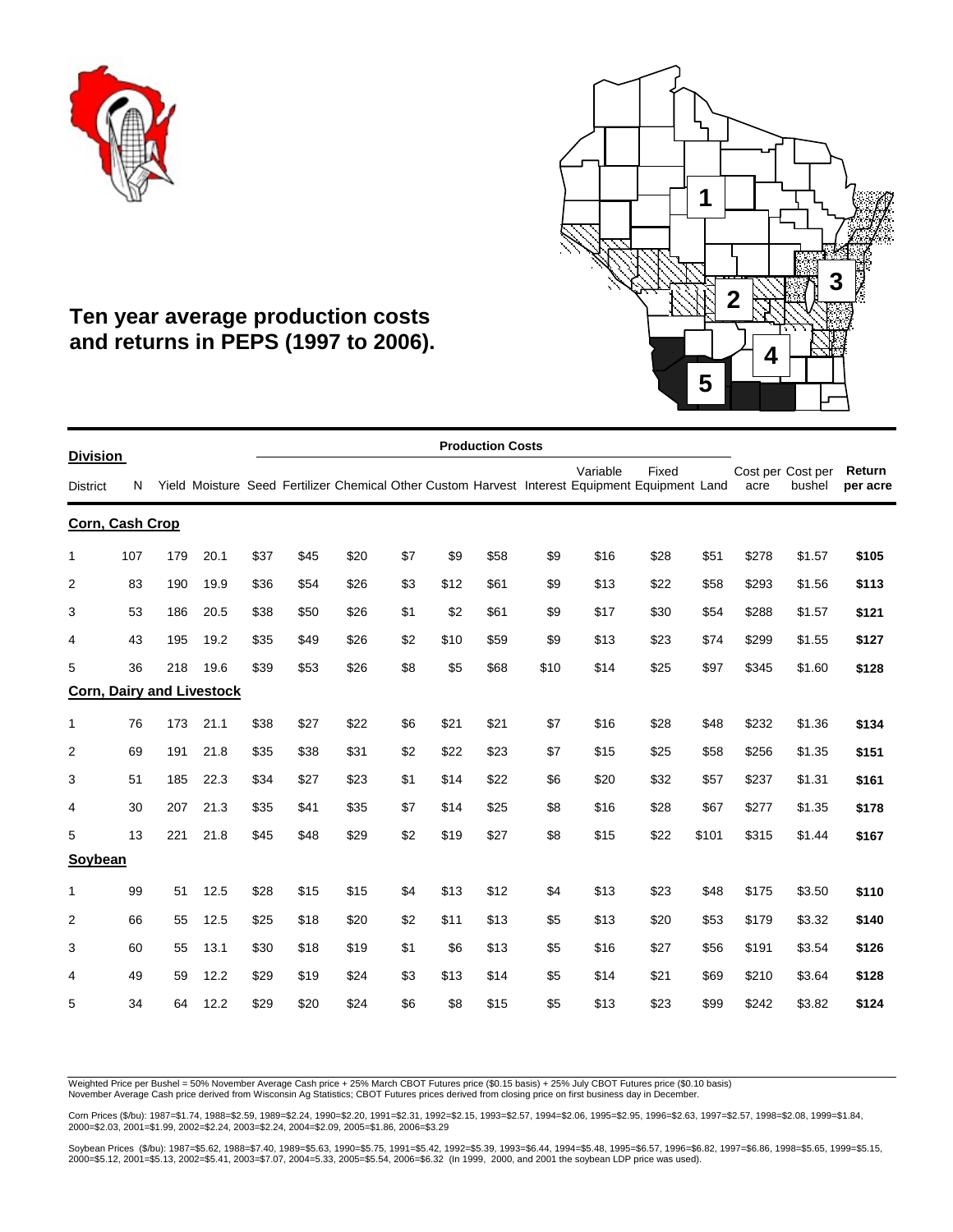# Ten year average production costs and returns in PEPS (1997 to 2006).

| Division District | N | Yield | Moisture | Seed | Fertilizer | Chemical | Other | Custom | Harvest | Interest | Variable Equipment | Fixed Equipment | Land | Cost per acre | Cost per bushel | Return per acre |
|---|---|---|---|---|---|---|---|---|---|---|---|---|---|---|---|---|
| **Corn, Cash Crop** | | | | | | | | | | | | | | | | |
| 1 | 107 | 179 | 20.1 | $37 | $45 | $20 | $7 | $9 | $58 | $9 | $16 | $28 | $51 | $278 | $1.57 | **$105** |
| 2 | 83 | 190 | 19.9 | $36 | $54 | $26 | $3 | $12 | $61 | $9 | $13 | $22 | $58 | $293 | $1.56 | **$113** |
| 3 | 53 | 186 | 20.5 | $38 | $50 | $26 | $1 | $2 | $61 | $9 | $17 | $30 | $54 | $288 | $1.57 | **$121** |
| 4 | 43 | 195 | 19.2 | $35 | $49 | $26 | $2 | $10 | $59 | $9 | $13 | $23 | $74 | $299 | $1.55 | **$127** |
| 5 | 36 | 218 | 19.6 | $39 | $53 | $26 | $8 | $5 | $68 | $10 | $14 | $25 | $97 | $345 | $1.60 | **$128** |
| **Corn, Dairy and Livestock** | | | | | | | | | | | | | | | | |
| 1 | 76 | 173 | 21.1 | $38 | $27 | $22 | $6 | $21 | $21 | $7 | $16 | $28 | $48 | $232 | $1.36 | **$134** |
| 2 | 69 | 191 | 21.8 | $35 | $38 | $31 | $2 | $22 | $23 | $7 | $15 | $25 | $58 | $256 | $1.35 | **$151** |
| 3 | 51 | 185 | 22.3 | $34 | $27 | $23 | $1 | $14 | $22 | $6 | $20 | $32 | $57 | $237 | $1.31 | **$161** |
| 4 | 30 | 207 | 21.3 | $35 | $41 | $35 | $7 | $14 | $25 | $8 | $16 | $28 | $67 | $277 | $1.35 | **$178** |
| 5 | 13 | 221 | 21.8 | $45 | $48 | $29 | $2 | $19 | $27 | $8 | $15 | $22 | $101 | $315 | $1.44 | **$167** |
| **Soybean** | | | | | | | | | | | | | | | | |
| 1 | 99 | 51 | 12.5 | $28 | $15 | $15 | $4 | $13 | $12 | $4 | $13 | $23 | $48 | $175 | $3.50 | **$110** |
| 2 | 66 | 55 | 12.5 | $25 | $18 | $20 | $2 | $11 | $13 | $5 | $13 | $20 | $53 | $179 | $3.32 | **$140** |
| 3 | 60 | 55 | 13.1 | $30 | $18 | $19 | $1 | $6 | $13 | $5 | $16 | $27 | $56 | $191 | $3.54 | **$126** |
| 4 | 49 | 59 | 12.2 | $29 | $19 | $24 | $3 | $13 | $14 | $5 | $14 | $21 | $69 | $210 | $3.64 | **$128** |
| 5 | 34 | 64 | 12.2 | $29 | $20 | $24 | $6 | $8 | $15 | $5 | $13 | $23 | $99 | $242 | $3.82 | **$124** |

Production Costs: Seed through Land.

Weighted Price per Bushel = 50% November Average Cash price + 25% March CBOT Futures price ($0.15 basis) + 25% July CBOT Futures price ($0.10 basis)
November Average Cash price derived from Wisconsin Ag Statistics; CBOT Futures prices derived from closing price on first business day in December.

Corn Prices ($/bu): 1987=$1.74, 1988=$2.59, 1989=$2.24, 1990=$2.20, 1991=$2.31, 1992=$2.15, 1993=$2.57, 1994=$2.06, 1995=$2.95, 1996=$2.63, 1997=$2.57, 1998=$2.08, 1999=$1.84, 2000=$2.03, 2001=$1.99, 2002=$2.24, 2003=$2.24, 2004=$2.09, 2005=$1.86, 2006=$3.29

Soybean Prices ($/bu): 1987=$5.62, 1988=$7.40, 1989=$5.63, 1990=$5.75, 1991=$5.42, 1992=$5.39, 1993=$6.44, 1994=$5.48, 1995=$6.57, 1996=$6.82, 1997=$6.86, 1998=$5.65, 1999=$5.15, 2000=$5.12, 2001=$5.13, 2002=$5.41, 2003=$7.07, 2004=5.33, 2005=$5.54, 2006=$6.32 (In 1999, 2000, and 2001 the soybean LDP price was used).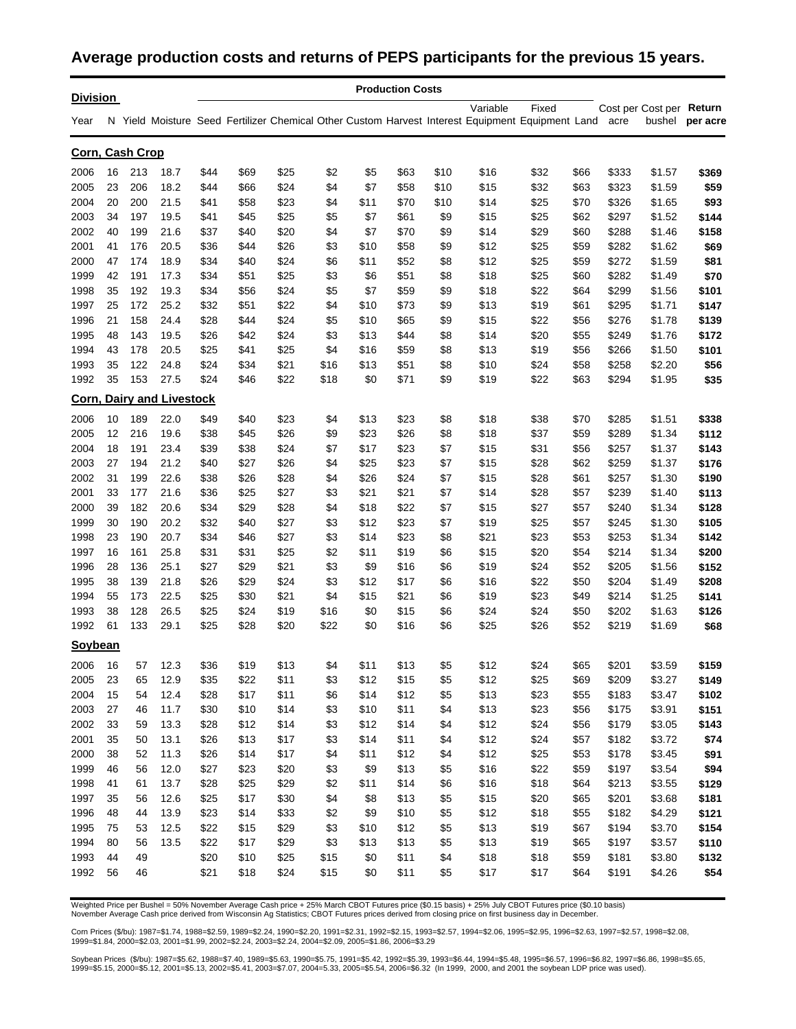## Average production costs and returns of PEPS participants for the previous 15 years.

| Division | | | | Production Costs | | | | | | | | | | | | | |
|---|---|---|---|---|---|---|---|---|---|---|---|---|---|---|---|---|---|
| Year | N | Yield | Moisture | Seed | Fertilizer | Chemical | Other | Custom | Harvest | Interest | Variable Equipment | Fixed Equipment | Land | Cost per acre | Cost per bushel | Return per acre |
| **Corn, Cash Crop** | | | | | | | | | | | | | | | | |
| 2006 | 16 | 213 | 18.7 | $44 | $69 | $25 | $2 | $5 | $63 | $10 | $16 | $32 | $66 | $333 | $1.57 | **$369** |
| 2005 | 23 | 206 | 18.2 | $44 | $66 | $24 | $4 | $7 | $58 | $10 | $15 | $32 | $63 | $323 | $1.59 | **$59** |
| 2004 | 20 | 200 | 21.5 | $41 | $58 | $23 | $4 | $11 | $70 | $10 | $14 | $25 | $70 | $326 | $1.65 | **$93** |
| 2003 | 34 | 197 | 19.5 | $41 | $45 | $25 | $5 | $7 | $61 | $9 | $15 | $25 | $62 | $297 | $1.52 | **$144** |
| 2002 | 40 | 199 | 21.6 | $37 | $40 | $20 | $4 | $7 | $70 | $9 | $14 | $29 | $60 | $288 | $1.46 | **$158** |
| 2001 | 41 | 176 | 20.5 | $36 | $44 | $26 | $3 | $10 | $58 | $9 | $12 | $25 | $59 | $282 | $1.62 | **$69** |
| 2000 | 47 | 174 | 18.9 | $34 | $40 | $24 | $6 | $11 | $52 | $8 | $12 | $25 | $59 | $272 | $1.59 | **$81** |
| 1999 | 42 | 191 | 17.3 | $34 | $51 | $25 | $3 | $6 | $51 | $8 | $18 | $25 | $60 | $282 | $1.49 | **$70** |
| 1998 | 35 | 192 | 19.3 | $34 | $56 | $24 | $5 | $7 | $59 | $9 | $18 | $22 | $64 | $299 | $1.56 | **$101** |
| 1997 | 25 | 172 | 25.2 | $32 | $51 | $22 | $4 | $10 | $73 | $9 | $13 | $19 | $61 | $295 | $1.71 | **$147** |
| 1996 | 21 | 158 | 24.4 | $28 | $44 | $24 | $5 | $10 | $65 | $9 | $15 | $22 | $56 | $276 | $1.78 | **$139** |
| 1995 | 48 | 143 | 19.5 | $26 | $42 | $24 | $3 | $13 | $44 | $8 | $14 | $20 | $55 | $249 | $1.76 | **$172** |
| 1994 | 43 | 178 | 20.5 | $25 | $41 | $25 | $4 | $16 | $59 | $8 | $13 | $19 | $56 | $266 | $1.50 | **$101** |
| 1993 | 35 | 122 | 24.8 | $24 | $34 | $21 | $16 | $13 | $51 | $8 | $10 | $24 | $58 | $258 | $2.20 | **$56** |
| 1992 | 35 | 153 | 27.5 | $24 | $46 | $22 | $18 | $0 | $71 | $9 | $19 | $22 | $63 | $294 | $1.95 | **$35** |
| **Corn, Dairy and Livestock** | | | | | | | | | | | | | | | | |
| 2006 | 10 | 189 | 22.0 | $49 | $40 | $23 | $4 | $13 | $23 | $8 | $18 | $38 | $70 | $285 | $1.51 | **$338** |
| 2005 | 12 | 216 | 19.6 | $38 | $45 | $26 | $9 | $23 | $26 | $8 | $18 | $37 | $59 | $289 | $1.34 | **$112** |
| 2004 | 18 | 191 | 23.4 | $39 | $38 | $24 | $7 | $17 | $23 | $7 | $15 | $31 | $56 | $257 | $1.37 | **$143** |
| 2003 | 27 | 194 | 21.2 | $40 | $27 | $26 | $4 | $25 | $23 | $7 | $15 | $28 | $62 | $259 | $1.37 | **$176** |
| 2002 | 31 | 199 | 22.6 | $38 | $26 | $28 | $4 | $26 | $24 | $7 | $15 | $28 | $61 | $257 | $1.30 | **$190** |
| 2001 | 33 | 177 | 21.6 | $36 | $25 | $27 | $3 | $21 | $21 | $7 | $14 | $28 | $57 | $239 | $1.40 | **$113** |
| 2000 | 39 | 182 | 20.6 | $34 | $29 | $28 | $4 | $18 | $22 | $7 | $15 | $27 | $57 | $240 | $1.34 | **$128** |
| 1999 | 30 | 190 | 20.2 | $32 | $40 | $27 | $3 | $12 | $23 | $7 | $19 | $25 | $57 | $245 | $1.30 | **$105** |
| 1998 | 23 | 190 | 20.7 | $34 | $46 | $27 | $3 | $14 | $23 | $8 | $21 | $23 | $53 | $253 | $1.34 | **$142** |
| 1997 | 16 | 161 | 25.8 | $31 | $31 | $25 | $2 | $11 | $19 | $6 | $15 | $20 | $54 | $214 | $1.34 | **$200** |
| 1996 | 28 | 136 | 25.1 | $27 | $29 | $21 | $3 | $9 | $16 | $6 | $19 | $24 | $52 | $205 | $1.56 | **$152** |
| 1995 | 38 | 139 | 21.8 | $26 | $29 | $24 | $3 | $12 | $17 | $6 | $16 | $22 | $50 | $204 | $1.49 | **$208** |
| 1994 | 55 | 173 | 22.5 | $25 | $30 | $21 | $4 | $15 | $21 | $6 | $19 | $23 | $49 | $214 | $1.25 | **$141** |
| 1993 | 38 | 128 | 26.5 | $25 | $24 | $19 | $16 | $0 | $15 | $6 | $24 | $24 | $50 | $202 | $1.63 | **$126** |
| 1992 | 61 | 133 | 29.1 | $25 | $28 | $20 | $22 | $0 | $16 | $6 | $25 | $26 | $52 | $219 | $1.69 | **$68** |
| **Soybean** | | | | | | | | | | | | | | | | |
| 2006 | 16 | 57 | 12.3 | $36 | $19 | $13 | $4 | $11 | $13 | $5 | $12 | $24 | $65 | $201 | $3.59 | **$159** |
| 2005 | 23 | 65 | 12.9 | $35 | $22 | $11 | $3 | $12 | $15 | $5 | $12 | $25 | $69 | $209 | $3.27 | **$149** |
| 2004 | 15 | 54 | 12.4 | $28 | $17 | $11 | $6 | $14 | $12 | $5 | $13 | $23 | $55 | $183 | $3.47 | **$102** |
| 2003 | 27 | 46 | 11.7 | $30 | $10 | $14 | $3 | $10 | $11 | $4 | $13 | $23 | $56 | $175 | $3.91 | **$151** |
| 2002 | 33 | 59 | 13.3 | $28 | $12 | $14 | $3 | $12 | $14 | $4 | $12 | $24 | $56 | $179 | $3.05 | **$143** |
| 2001 | 35 | 50 | 13.1 | $26 | $13 | $17 | $3 | $14 | $11 | $4 | $12 | $24 | $57 | $182 | $3.72 | **$74** |
| 2000 | 38 | 52 | 11.3 | $26 | $14 | $17 | $4 | $11 | $12 | $4 | $12 | $25 | $53 | $178 | $3.45 | **$91** |
| 1999 | 46 | 56 | 12.0 | $27 | $23 | $20 | $3 | $9 | $13 | $5 | $16 | $22 | $59 | $197 | $3.54 | **$94** |
| 1998 | 41 | 61 | 13.7 | $28 | $25 | $29 | $2 | $11 | $14 | $6 | $16 | $18 | $64 | $213 | $3.55 | **$129** |
| 1997 | 35 | 56 | 12.6 | $25 | $17 | $30 | $4 | $8 | $13 | $5 | $15 | $20 | $65 | $201 | $3.68 | **$181** |
| 1996 | 48 | 44 | 13.9 | $23 | $14 | $33 | $2 | $9 | $10 | $5 | $12 | $18 | $55 | $182 | $4.29 | **$121** |
| 1995 | 75 | 53 | 12.5 | $22 | $15 | $29 | $3 | $10 | $12 | $5 | $13 | $19 | $67 | $194 | $3.70 | **$154** |
| 1994 | 80 | 56 | 13.5 | $22 | $17 | $29 | $3 | $13 | $13 | $5 | $13 | $19 | $65 | $197 | $3.57 | **$110** |
| 1993 | 44 | 49 | | $20 | $10 | $25 | $15 | $0 | $11 | $4 | $18 | $18 | $59 | $181 | $3.80 | **$132** |
| 1992 | 56 | 46 | | $21 | $18 | $24 | $15 | $0 | $11 | $5 | $17 | $17 | $64 | $191 | $4.26 | **$54** |

Weighted Price per Bushel = 50% November Average Cash price + 25% March CBOT Futures price ($0.15 basis) + 25% July CBOT Futures price ($0.10 basis)
November Average Cash price derived from Wisconsin Ag Statistics; CBOT Futures prices derived from closing price on first business day in December.

Corn Prices ($/bu): 1987=$1.74, 1988=$2.59, 1989=$2.24, 1990=$2.20, 1991=$2.31, 1992=$2.15, 1993=$2.57, 1994=$2.06, 1995=$2.95, 1996=$2.63, 1997=$2.57, 1998=$2.08, 1999=$1.84, 2000=$2.03, 2001=$1.99, 2002=$2.24, 2003=$2.24, 2004=$2.09, 2005=$1.86, 2006=$3.29

Soybean Prices ($/bu): 1987=$5.62, 1988=$7.40, 1989=$5.63, 1990=$5.75, 1991=$5.42, 1992=$5.39, 1993=$6.44, 1994=$5.48, 1995=$6.57, 1996=$6.82, 1997=$6.86, 1998=$5.65, 1999=$5.15, 2000=$5.12, 2001=$5.13, 2002=$5.41, 2003=$7.07, 2004=5.33, 2005=$5.54, 2006=$6.32 (In 1999, 2000, and 2001 the soybean LDP price was used).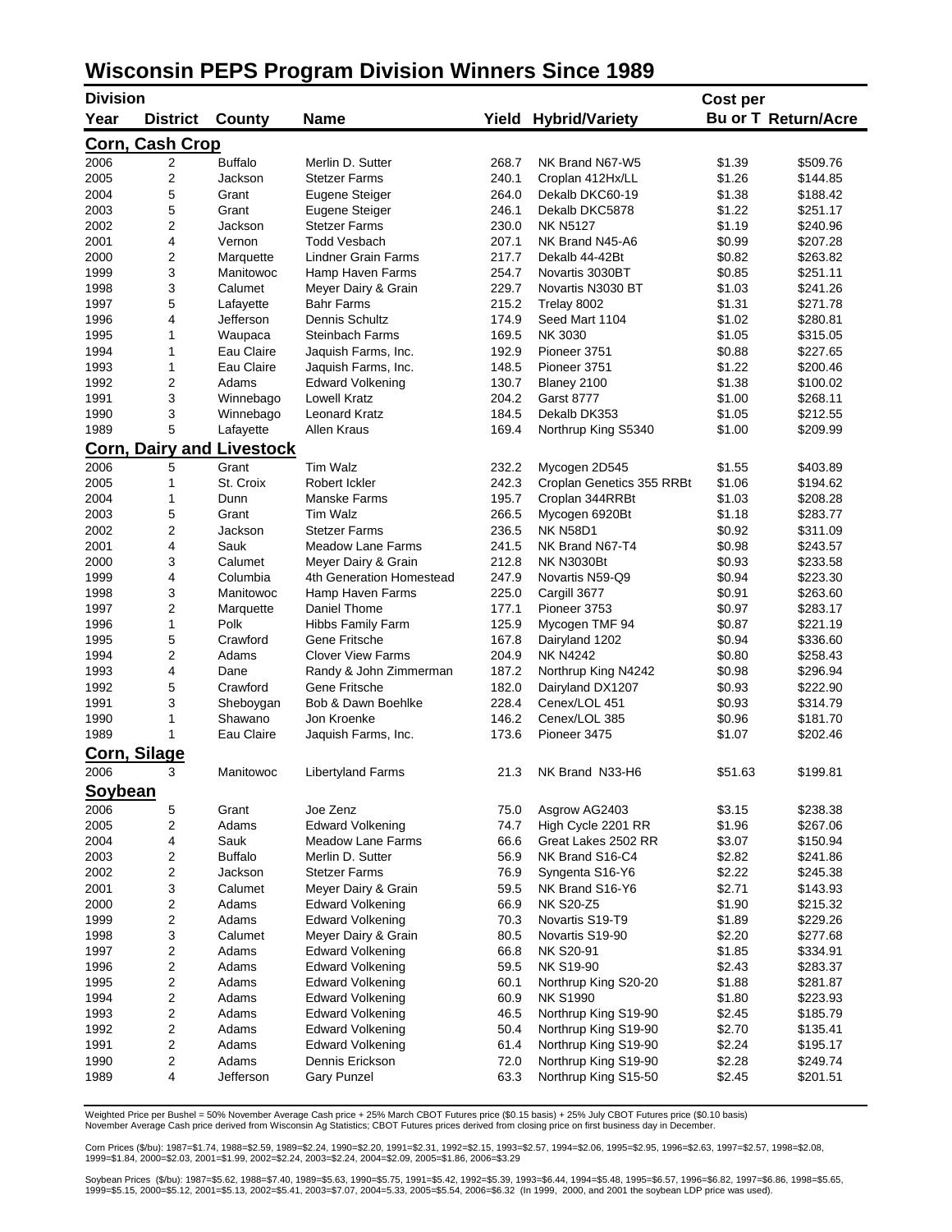# Wisconsin PEPS Program Division Winners Since 1989

| Division Year | District | County | Name | Yield | Hybrid/Variety | Cost per Bu or T | Return/Acre |
|---|---|---|---|---|---|---|---|
| **Corn, Cash Crop** | | | | | | | |
| 2006 | 2 | Buffalo | Merlin D. Sutter | 268.7 | NK Brand N67-W5 | $1.39 | $509.76 |
| 2005 | 2 | Jackson | Stetzer Farms | 240.1 | Croplan 412Hx/LL | $1.26 | $144.85 |
| 2004 | 5 | Grant | Eugene Steiger | 264.0 | Dekalb DKC60-19 | $1.38 | $188.42 |
| 2003 | 5 | Grant | Eugene Steiger | 246.1 | Dekalb DKC5878 | $1.22 | $251.17 |
| 2002 | 2 | Jackson | Stetzer Farms | 230.0 | NK N5127 | $1.19 | $240.96 |
| 2001 | 4 | Vernon | Todd Vesbach | 207.1 | NK Brand N45-A6 | $0.99 | $207.28 |
| 2000 | 2 | Marquette | Lindner Grain Farms | 217.7 | Dekalb 44-42Bt | $0.82 | $263.82 |
| 1999 | 3 | Manitowoc | Hamp Haven Farms | 254.7 | Novartis 3030BT | $0.85 | $251.11 |
| 1998 | 3 | Calumet | Meyer Dairy & Grain | 229.7 | Novartis N3030 BT | $1.03 | $241.26 |
| 1997 | 5 | Lafayette | Bahr Farms | 215.2 | Trelay 8002 | $1.31 | $271.78 |
| 1996 | 4 | Jefferson | Dennis Schultz | 174.9 | Seed Mart 1104 | $1.02 | $280.81 |
| 1995 | 1 | Waupaca | Steinbach Farms | 169.5 | NK 3030 | $1.05 | $315.05 |
| 1994 | 1 | Eau Claire | Jaquish Farms, Inc. | 192.9 | Pioneer 3751 | $0.88 | $227.65 |
| 1993 | 1 | Eau Claire | Jaquish Farms, Inc. | 148.5 | Pioneer 3751 | $1.22 | $200.46 |
| 1992 | 2 | Adams | Edward Volkening | 130.7 | Blaney 2100 | $1.38 | $100.02 |
| 1991 | 3 | Winnebago | Lowell Kratz | 204.2 | Garst 8777 | $1.00 | $268.11 |
| 1990 | 3 | Winnebago | Leonard Kratz | 184.5 | Dekalb DK353 | $1.05 | $212.55 |
| 1989 | 5 | Lafayette | Allen Kraus | 169.4 | Northrup King S5340 | $1.00 | $209.99 |
| **Corn, Dairy and Livestock** | | | | | | | |
| 2006 | 5 | Grant | Tim Walz | 232.2 | Mycogen 2D545 | $1.55 | $403.89 |
| 2005 | 1 | St. Croix | Robert Ickler | 242.3 | Croplan Genetics 355 RRBt | $1.06 | $194.62 |
| 2004 | 1 | Dunn | Manske Farms | 195.7 | Croplan 344RRBt | $1.03 | $208.28 |
| 2003 | 5 | Grant | Tim Walz | 266.5 | Mycogen 6920Bt | $1.18 | $283.77 |
| 2002 | 2 | Jackson | Stetzer Farms | 236.5 | NK N58D1 | $0.92 | $311.09 |
| 2001 | 4 | Sauk | Meadow Lane Farms | 241.5 | NK Brand N67-T4 | $0.98 | $243.57 |
| 2000 | 3 | Calumet | Meyer Dairy & Grain | 212.8 | NK N3030Bt | $0.93 | $233.58 |
| 1999 | 4 | Columbia | 4th Generation Homestead | 247.9 | Novartis N59-Q9 | $0.94 | $223.30 |
| 1998 | 3 | Manitowoc | Hamp Haven Farms | 225.0 | Cargill 3677 | $0.91 | $263.60 |
| 1997 | 2 | Marquette | Daniel Thome | 177.1 | Pioneer 3753 | $0.97 | $283.17 |
| 1996 | 1 | Polk | Hibbs Family Farm | 125.9 | Mycogen TMF 94 | $0.87 | $221.19 |
| 1995 | 5 | Crawford | Gene Fritsche | 167.8 | Dairyland 1202 | $0.94 | $336.60 |
| 1994 | 2 | Adams | Clover View Farms | 204.9 | NK N4242 | $0.80 | $258.43 |
| 1993 | 4 | Dane | Randy & John Zimmerman | 187.2 | Northrup King N4242 | $0.98 | $296.94 |
| 1992 | 5 | Crawford | Gene Fritsche | 182.0 | Dairyland DX1207 | $0.93 | $222.90 |
| 1991 | 3 | Sheboygan | Bob & Dawn Boehlke | 228.4 | Cenex/LOL 451 | $0.93 | $314.79 |
| 1990 | 1 | Shawano | Jon Kroenke | 146.2 | Cenex/LOL 385 | $0.96 | $181.70 |
| 1989 | 1 | Eau Claire | Jaquish Farms, Inc. | 173.6 | Pioneer 3475 | $1.07 | $202.46 |
| **Corn, Silage** | | | | | | | |
| 2006 | 3 | Manitowoc | Libertyland Farms | 21.3 | NK Brand N33-H6 | $51.63 | $199.81 |
| **Soybean** | | | | | | | |
| 2006 | 5 | Grant | Joe Zenz | 75.0 | Asgrow AG2403 | $3.15 | $238.38 |
| 2005 | 2 | Adams | Edward Volkening | 74.7 | High Cycle 2201 RR | $1.96 | $267.06 |
| 2004 | 4 | Sauk | Meadow Lane Farms | 66.6 | Great Lakes 2502 RR | $3.07 | $150.94 |
| 2003 | 2 | Buffalo | Merlin D. Sutter | 56.9 | NK Brand S16-C4 | $2.82 | $241.86 |
| 2002 | 2 | Jackson | Stetzer Farms | 76.9 | Syngenta S16-Y6 | $2.22 | $245.38 |
| 2001 | 3 | Calumet | Meyer Dairy & Grain | 59.5 | NK Brand S16-Y6 | $2.71 | $143.93 |
| 2000 | 2 | Adams | Edward Volkening | 66.9 | NK S20-Z5 | $1.90 | $215.32 |
| 1999 | 2 | Adams | Edward Volkening | 70.3 | Novartis S19-T9 | $1.89 | $229.26 |
| 1998 | 3 | Calumet | Meyer Dairy & Grain | 80.5 | Novartis S19-90 | $2.20 | $277.68 |
| 1997 | 2 | Adams | Edward Volkening | 66.8 | NK S20-91 | $1.85 | $334.91 |
| 1996 | 2 | Adams | Edward Volkening | 59.5 | NK S19-90 | $2.43 | $283.37 |
| 1995 | 2 | Adams | Edward Volkening | 60.1 | Northrup King S20-20 | $1.88 | $281.87 |
| 1994 | 2 | Adams | Edward Volkening | 60.9 | NK S1990 | $1.80 | $223.93 |
| 1993 | 2 | Adams | Edward Volkening | 46.5 | Northrup King S19-90 | $2.45 | $185.79 |
| 1992 | 2 | Adams | Edward Volkening | 50.4 | Northrup King S19-90 | $2.70 | $135.41 |
| 1991 | 2 | Adams | Edward Volkening | 61.4 | Northrup King S19-90 | $2.24 | $195.17 |
| 1990 | 2 | Adams | Dennis Erickson | 72.0 | Northrup King S19-90 | $2.28 | $249.74 |
| 1989 | 4 | Jefferson | Gary Punzel | 63.3 | Northrup King S15-50 | $2.45 | $201.51 |

Weighted Price per Bushel = 50% November Average Cash price + 25% March CBOT Futures price ($0.15 basis) + 25% July CBOT Futures price ($0.10 basis)
November Average Cash price derived from Wisconsin Ag Statistics; CBOT Futures prices derived from closing price on first business day in December.

Corn Prices ($/bu): 1987=$1.74, 1988=$2.59, 1989=$2.24, 1990=$2.20, 1991=$2.31, 1992=$2.15, 1993=$2.57, 1994=$2.06, 1995=$2.95, 1996=$2.63, 1997=$2.57, 1998=$2.08, 1999=$1.84, 2000=$2.03, 2001=$1.99, 2002=$2.24, 2003=$2.24, 2004=$2.09, 2005=$1.86, 2006=$3.29

Soybean Prices ($/bu): 1987=$5.62, 1988=$7.40, 1989=$5.63, 1990=$5.75, 1991=$5.42, 1992=$5.39, 1993=$6.44, 1994=$5.48, 1995=$6.57, 1996=$6.82, 1997=$6.86, 1998=$5.65, 1999=$5.15, 2000=$5.12, 2001=$5.13, 2002=$5.41, 2003=$7.07, 2004=5.33, 2005=$5.54, 2006=$6.32 (In 1999, 2000, and 2001 the soybean LDP price was used).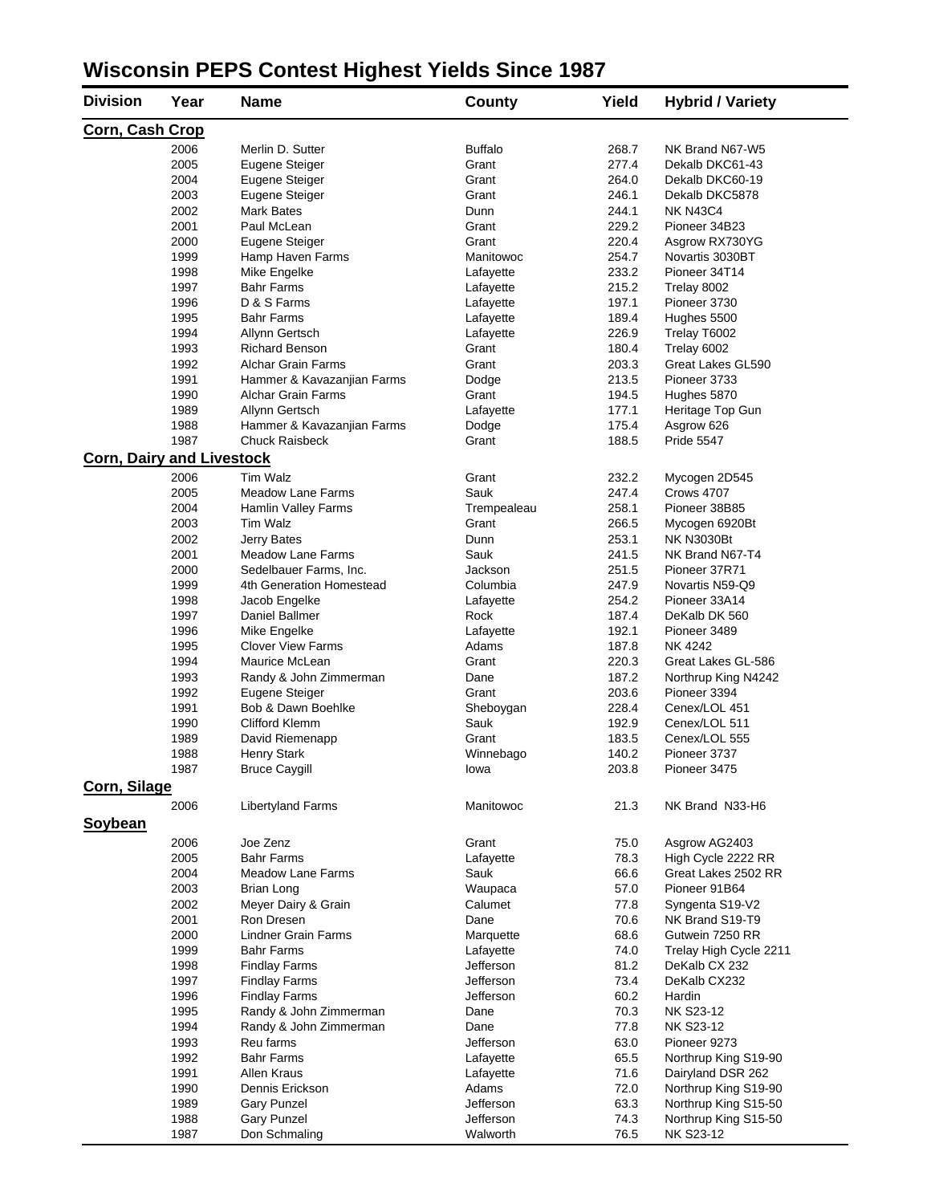# Wisconsin PEPS Contest Highest Yields Since 1987

| Division | Year | Name | County | Yield | Hybrid / Variety |
|---|---|---|---|---|---|
| **Corn, Cash Crop** | | | | | |
| | 2006 | Merlin D. Sutter | Buffalo | 268.7 | NK Brand N67-W5 |
| | 2005 | Eugene Steiger | Grant | 277.4 | Dekalb DKC61-43 |
| | 2004 | Eugene Steiger | Grant | 264.0 | Dekalb DKC60-19 |
| | 2003 | Eugene Steiger | Grant | 246.1 | Dekalb DKC5878 |
| | 2002 | Mark Bates | Dunn | 244.1 | NK N43C4 |
| | 2001 | Paul McLean | Grant | 229.2 | Pioneer 34B23 |
| | 2000 | Eugene Steiger | Grant | 220.4 | Asgrow RX730YG |
| | 1999 | Hamp Haven Farms | Manitowoc | 254.7 | Novartis 3030BT |
| | 1998 | Mike Engelke | Lafayette | 233.2 | Pioneer 34T14 |
| | 1997 | Bahr Farms | Lafayette | 215.2 | Trelay 8002 |
| | 1996 | D & S Farms | Lafayette | 197.1 | Pioneer 3730 |
| | 1995 | Bahr Farms | Lafayette | 189.4 | Hughes 5500 |
| | 1994 | Allynn Gertsch | Lafayette | 226.9 | Trelay T6002 |
| | 1993 | Richard Benson | Grant | 180.4 | Trelay 6002 |
| | 1992 | Alchar Grain Farms | Grant | 203.3 | Great Lakes GL590 |
| | 1991 | Hammer & Kavazanjian Farms | Dodge | 213.5 | Pioneer 3733 |
| | 1990 | Alchar Grain Farms | Grant | 194.5 | Hughes 5870 |
| | 1989 | Allynn Gertsch | Lafayette | 177.1 | Heritage Top Gun |
| | 1988 | Hammer & Kavazanjian Farms | Dodge | 175.4 | Asgrow 626 |
| | 1987 | Chuck Raisbeck | Grant | 188.5 | Pride 5547 |
| **Corn, Dairy and Livestock** | | | | | |
| | 2006 | Tim Walz | Grant | 232.2 | Mycogen 2D545 |
| | 2005 | Meadow Lane Farms | Sauk | 247.4 | Crows 4707 |
| | 2004 | Hamlin Valley Farms | Trempealeau | 258.1 | Pioneer 38B85 |
| | 2003 | Tim Walz | Grant | 266.5 | Mycogen 6920Bt |
| | 2002 | Jerry Bates | Dunn | 253.1 | NK N3030Bt |
| | 2001 | Meadow Lane Farms | Sauk | 241.5 | NK Brand N67-T4 |
| | 2000 | Sedelbauer Farms, Inc. | Jackson | 251.5 | Pioneer 37R71 |
| | 1999 | 4th Generation Homestead | Columbia | 247.9 | Novartis N59-Q9 |
| | 1998 | Jacob Engelke | Lafayette | 254.2 | Pioneer 33A14 |
| | 1997 | Daniel Ballmer | Rock | 187.4 | DeKalb DK 560 |
| | 1996 | Mike Engelke | Lafayette | 192.1 | Pioneer 3489 |
| | 1995 | Clover View Farms | Adams | 187.8 | NK 4242 |
| | 1994 | Maurice McLean | Grant | 220.3 | Great Lakes GL-586 |
| | 1993 | Randy & John Zimmerman | Dane | 187.2 | Northrup King N4242 |
| | 1992 | Eugene Steiger | Grant | 203.6 | Pioneer 3394 |
| | 1991 | Bob & Dawn Boehlke | Sheboygan | 228.4 | Cenex/LOL 451 |
| | 1990 | Clifford Klemm | Sauk | 192.9 | Cenex/LOL 511 |
| | 1989 | David Riemenapp | Grant | 183.5 | Cenex/LOL 555 |
| | 1988 | Henry Stark | Winnebago | 140.2 | Pioneer 3737 |
| | 1987 | Bruce Caygill | Iowa | 203.8 | Pioneer 3475 |
| **Corn, Silage** | | | | | |
| | 2006 | Libertyland Farms | Manitowoc | 21.3 | NK Brand N33-H6 |
| **Soybean** | | | | | |
| | 2006 | Joe Zenz | Grant | 75.0 | Asgrow AG2403 |
| | 2005 | Bahr Farms | Lafayette | 78.3 | High Cycle 2222 RR |
| | 2004 | Meadow Lane Farms | Sauk | 66.6 | Great Lakes 2502 RR |
| | 2003 | Brian Long | Waupaca | 57.0 | Pioneer 91B64 |
| | 2002 | Meyer Dairy & Grain | Calumet | 77.8 | Syngenta S19-V2 |
| | 2001 | Ron Dresen | Dane | 70.6 | NK Brand S19-T9 |
| | 2000 | Lindner Grain Farms | Marquette | 68.6 | Gutwein 7250 RR |
| | 1999 | Bahr Farms | Lafayette | 74.0 | Trelay High Cycle 2211 |
| | 1998 | Findlay Farms | Jefferson | 81.2 | DeKalb CX 232 |
| | 1997 | Findlay Farms | Jefferson | 73.4 | DeKalb CX232 |
| | 1996 | Findlay Farms | Jefferson | 60.2 | Hardin |
| | 1995 | Randy & John Zimmerman | Dane | 70.3 | NK S23-12 |
| | 1994 | Randy & John Zimmerman | Dane | 77.8 | NK S23-12 |
| | 1993 | Reu farms | Jefferson | 63.0 | Pioneer 9273 |
| | 1992 | Bahr Farms | Lafayette | 65.5 | Northrup King S19-90 |
| | 1991 | Allen Kraus | Lafayette | 71.6 | Dairyland DSR 262 |
| | 1990 | Dennis Erickson | Adams | 72.0 | Northrup King S19-90 |
| | 1989 | Gary Punzel | Jefferson | 63.3 | Northrup King S15-50 |
| | 1988 | Gary Punzel | Jefferson | 74.3 | Northrup King S15-50 |
| | 1987 | Don Schmaling | Walworth | 76.5 | NK S23-12 |